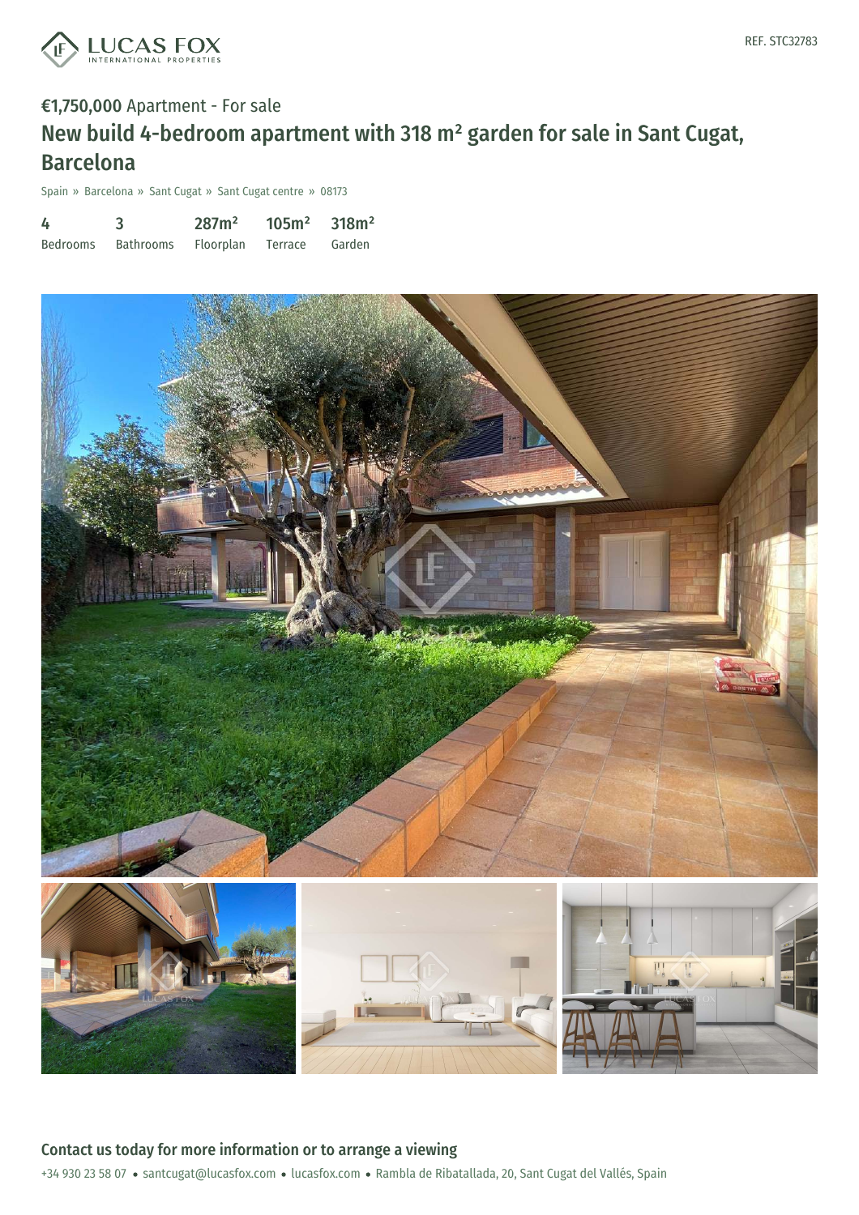REF. STC32783

€1,750,000 Apartment - For sale

# New build 4-bedroom apartment with 318 m² garden for sale in Sant Cugat, Barcelona

Spain » Barcelona » Sant Cugat » Sant Cugat centre » 08173

| 4 | 3 | 287m² | 105m² | 318m² |
|---|---|---|---|---|
| Bedrooms | Bathrooms | Floorplan | Terrace | Garden |

## Contact us today for more information or to arrange a viewing

+34 930 23 58 07 • santcugat@lucasfox.com • lucasfox.com • Rambla de Ribatallada, 20, Sant Cugat del Vallés, Spain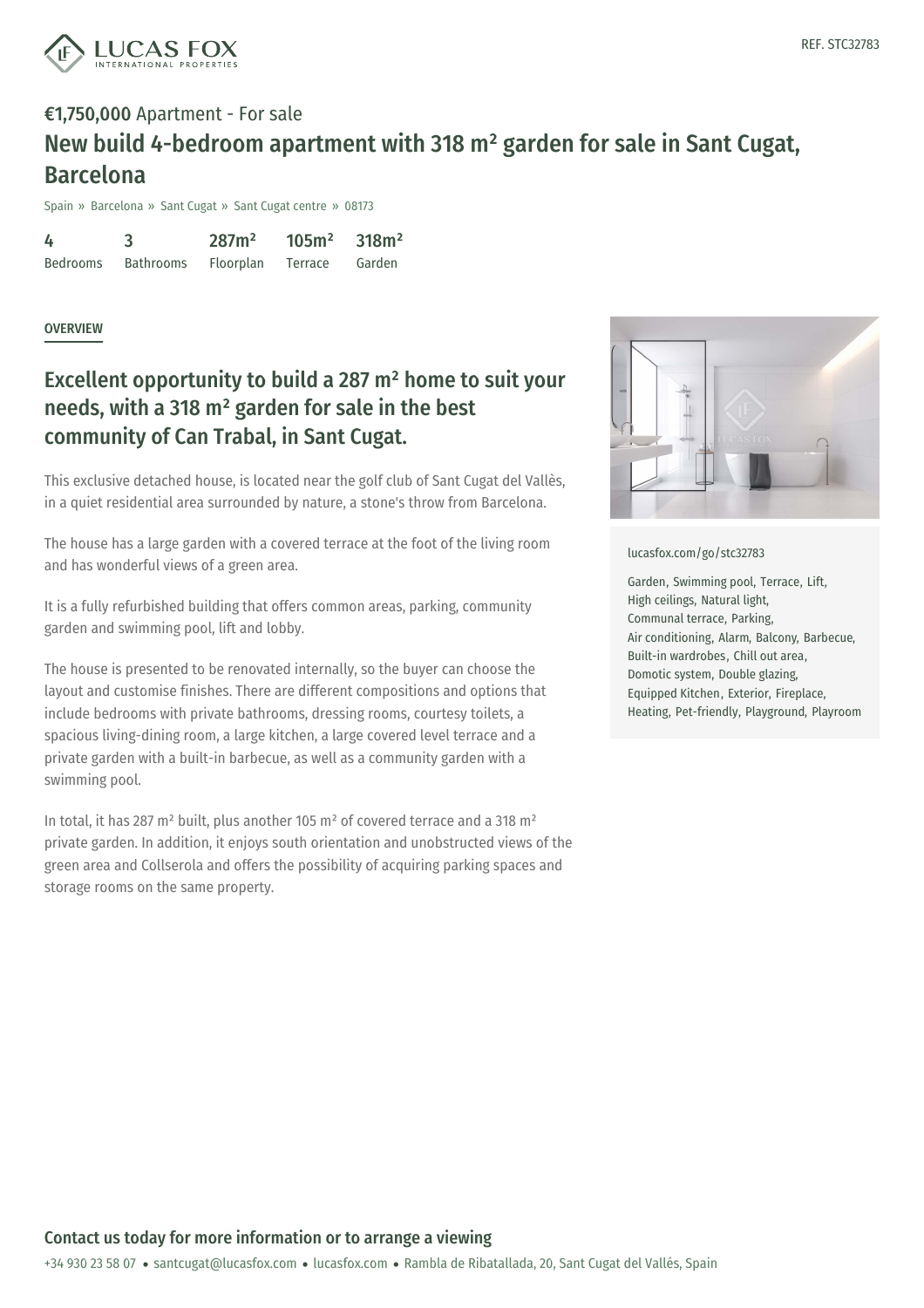REF. STC32783

**€1,750,000** Apartment - For sale

# New build 4-bedroom apartment with 318 m² garden for sale in Sant Cugat, Barcelona

Spain » Barcelona » Sant Cugat » Sant Cugat centre » 08173

| 4 | 3 | 287m² | 105m² | 318m² |
|---|---|---|---|---|
| Bedrooms | Bathrooms | Floorplan | Terrace | Garden |

## OVERVIEW

### Excellent opportunity to build a 287 m² home to suit your needs, with a 318 m² garden for sale in the best community of Can Trabal, in Sant Cugat.

This exclusive detached house, is located near the golf club of Sant Cugat del Vallès, in a quiet residential area surrounded by nature, a stone's throw from Barcelona.

The house has a large garden with a covered terrace at the foot of the living room and has wonderful views of a green area.

It is a fully refurbished building that offers common areas, parking, community garden and swimming pool, lift and lobby.

The house is presented to be renovated internally, so the buyer can choose the layout and customise finishes. There are different compositions and options that include bedrooms with private bathrooms, dressing rooms, courtesy toilets, a spacious living-dining room, a large kitchen, a large covered level terrace and a private garden with a built-in barbecue, as well as a community garden with a swimming pool.

In total, it has 287 m² built, plus another 105 m² of covered terrace and a 318 m² private garden. In addition, it enjoys south orientation and unobstructed views of the green area and Collserola and offers the possibility of acquiring parking spaces and storage rooms on the same property.

lucasfox.com/go/stc32783

Garden, Swimming pool, Terrace, Lift, High ceilings, Natural light, Communal terrace, Parking, Air conditioning, Alarm, Balcony, Barbecue, Built-in wardrobes, Chill out area, Domotic system, Double glazing, Equipped Kitchen, Exterior, Fireplace, Heating, Pet-friendly, Playground, Playroom

## Contact us today for more information or to arrange a viewing

+34 930 23 58 07 • santcugat@lucasfox.com • lucasfox.com • Rambla de Ribatallada, 20, Sant Cugat del Vallés, Spain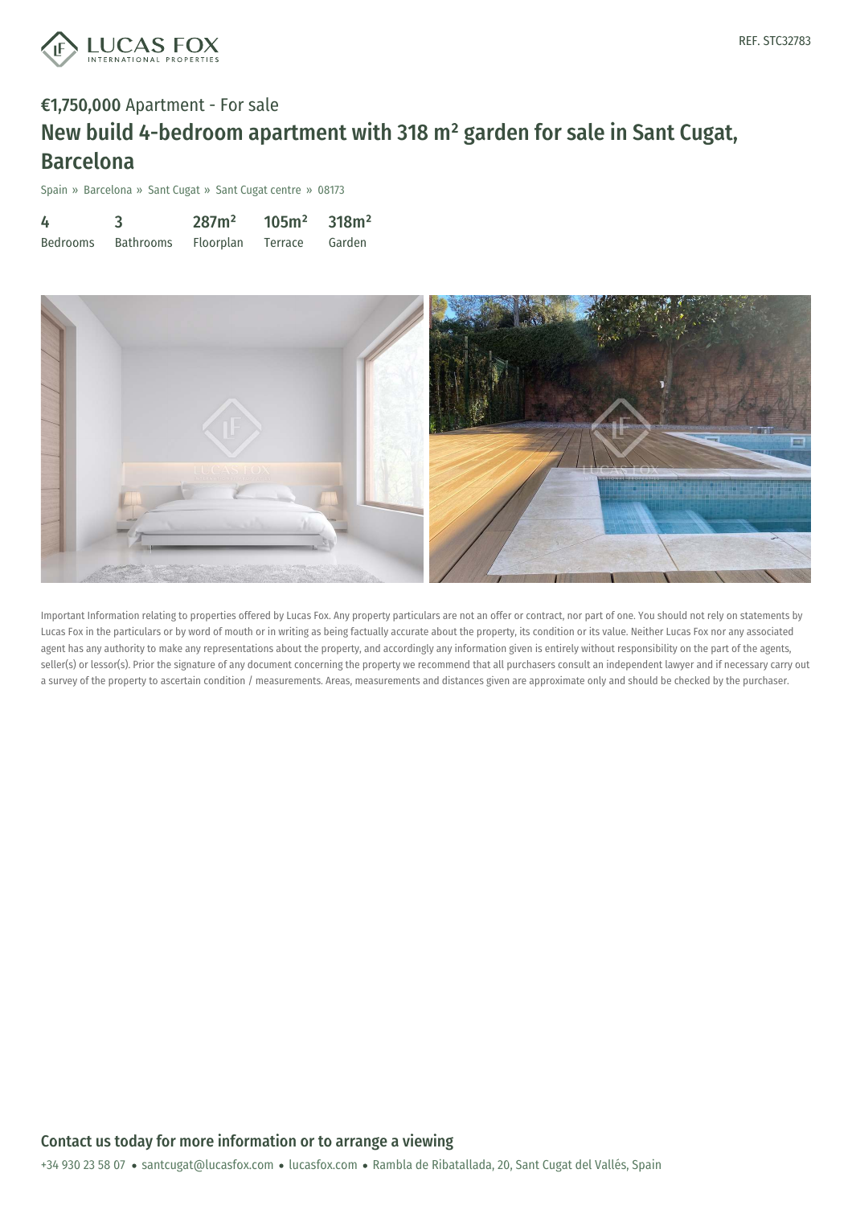**€1,750,000** Apartment - For sale

# New build 4-bedroom apartment with 318 m² garden for sale in Sant Cugat, Barcelona

Spain » Barcelona » Sant Cugat » Sant Cugat centre » 08173

| 4 | 3 | 287m² | 105m² | 318m² |
|---|---|---|---|---|
| Bedrooms | Bathrooms | Floorplan | Terrace | Garden |

Important Information relating to properties offered by Lucas Fox. Any property particulars are not an offer or contract, nor part of one. You should not rely on statements by Lucas Fox in the particulars or by word of mouth or in writing as being factually accurate about the property, its condition or its value. Neither Lucas Fox nor any associated agent has any authority to make any representations about the property, and accordingly any information given is entirely without responsibility on the part of the agents, seller(s) or lessor(s). Prior the signature of any document concerning the property we recommend that all purchasers consult an independent lawyer and if necessary carry out a survey of the property to ascertain condition / measurements. Areas, measurements and distances given are approximate only and should be checked by the purchaser.

## Contact us today for more information or to arrange a viewing

+34 930 23 58 07 • santcugat@lucasfox.com • lucasfox.com • Rambla de Ribatallada, 20, Sant Cugat del Vallés, Spain